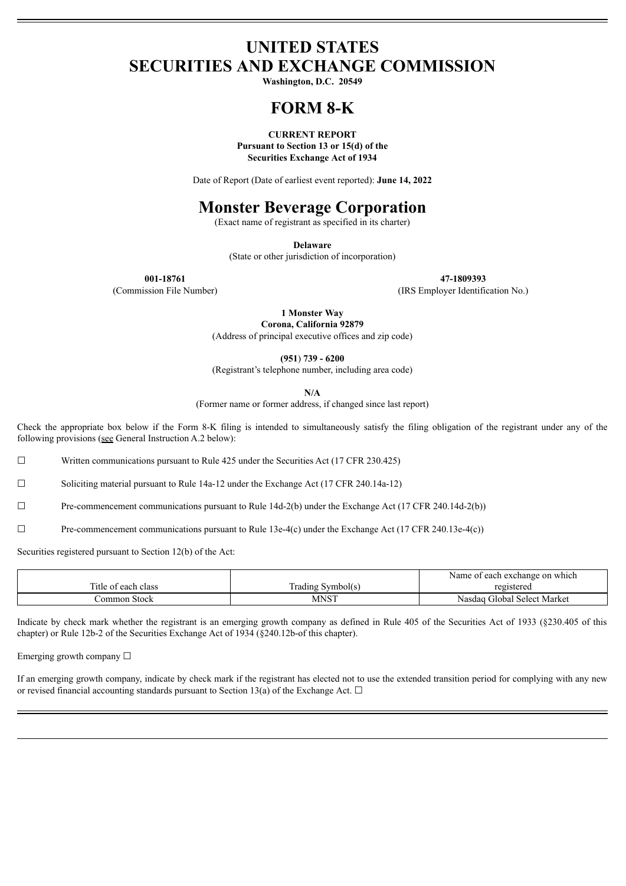# UNITED STATES
# SECURITIES AND EXCHANGE COMMISSION

**Washington, D.C. 20549**

# FORM 8-K

**CURRENT REPORT**
**Pursuant to Section 13 or 15(d) of the**
**Securities Exchange Act of 1934**

Date of Report (Date of earliest event reported): **June 14, 2022**

# Monster Beverage Corporation

(Exact name of registrant as specified in its charter)

**Delaware**
(State or other jurisdiction of incorporation)

| **001-18761** | **47-1809393** |
|---|---|
| (Commission File Number) | (IRS Employer Identification No.) |

**1 Monster Way**
**Corona, California 92879**
(Address of principal executive offices and zip code)

**(951) 739 - 6200**
(Registrant's telephone number, including area code)

**N/A**
(Former name or former address, if changed since last report)

Check the appropriate box below if the Form 8-K filing is intended to simultaneously satisfy the filing obligation of the registrant under any of the following provisions (see General Instruction A.2 below):

☐ Written communications pursuant to Rule 425 under the Securities Act (17 CFR 230.425)

☐ Soliciting material pursuant to Rule 14a-12 under the Exchange Act (17 CFR 240.14a-12)

☐ Pre-commencement communications pursuant to Rule 14d-2(b) under the Exchange Act (17 CFR 240.14d-2(b))

☐ Pre-commencement communications pursuant to Rule 13e-4(c) under the Exchange Act (17 CFR 240.13e-4(c))

Securities registered pursuant to Section 12(b) of the Act:

| Title of each class | Trading Symbol(s) | Name of each exchange on which registered |
|---|---|---|
| Common Stock | MNST | Nasdaq Global Select Market |

Indicate by check mark whether the registrant is an emerging growth company as defined in Rule 405 of the Securities Act of 1933 (§230.405 of this chapter) or Rule 12b-2 of the Securities Exchange Act of 1934 (§240.12b-of this chapter).

Emerging growth company ☐

If an emerging growth company, indicate by check mark if the registrant has elected not to use the extended transition period for complying with any new or revised financial accounting standards pursuant to Section 13(a) of the Exchange Act. ☐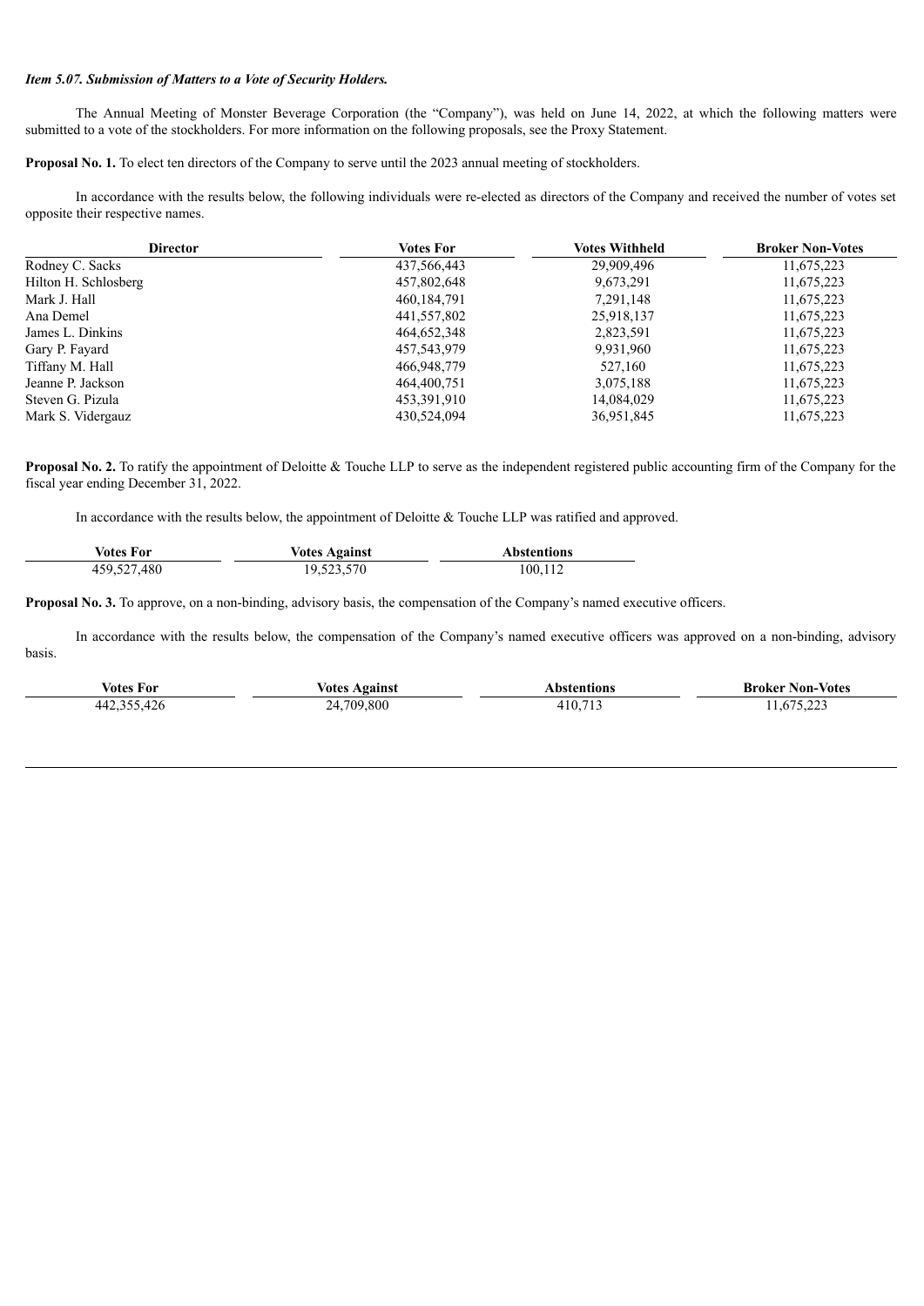***Item 5.07. Submission of Matters to a Vote of Security Holders.***

The Annual Meeting of Monster Beverage Corporation (the "Company"), was held on June 14, 2022, at which the following matters were submitted to a vote of the stockholders. For more information on the following proposals, see the Proxy Statement.

**Proposal No. 1.** To elect ten directors of the Company to serve until the 2023 annual meeting of stockholders.

In accordance with the results below, the following individuals were re-elected as directors of the Company and received the number of votes set opposite their respective names.

| Director | Votes For | Votes Withheld | Broker Non-Votes |
|---|---|---|---|
| Rodney C. Sacks | 437,566,443 | 29,909,496 | 11,675,223 |
| Hilton H. Schlosberg | 457,802,648 | 9,673,291 | 11,675,223 |
| Mark J. Hall | 460,184,791 | 7,291,148 | 11,675,223 |
| Ana Demel | 441,557,802 | 25,918,137 | 11,675,223 |
| James L. Dinkins | 464,652,348 | 2,823,591 | 11,675,223 |
| Gary P. Fayard | 457,543,979 | 9,931,960 | 11,675,223 |
| Tiffany M. Hall | 466,948,779 | 527,160 | 11,675,223 |
| Jeanne P. Jackson | 464,400,751 | 3,075,188 | 11,675,223 |
| Steven G. Pizula | 453,391,910 | 14,084,029 | 11,675,223 |
| Mark S. Vidergauz | 430,524,094 | 36,951,845 | 11,675,223 |

**Proposal No. 2.** To ratify the appointment of Deloitte & Touche LLP to serve as the independent registered public accounting firm of the Company for the fiscal year ending December 31, 2022.

In accordance with the results below, the appointment of Deloitte & Touche LLP was ratified and approved.

| Votes For | Votes Against | Abstentions |
|---|---|---|
| 459,527,480 | 19,523,570 | 100,112 |

**Proposal No. 3.** To approve, on a non-binding, advisory basis, the compensation of the Company's named executive officers.

In accordance with the results below, the compensation of the Company's named executive officers was approved on a non-binding, advisory basis.

| Votes For | Votes Against | Abstentions | Broker Non-Votes |
|---|---|---|---|
| 442,355,426 | 24,709,800 | 410,713 | 11,675,223 |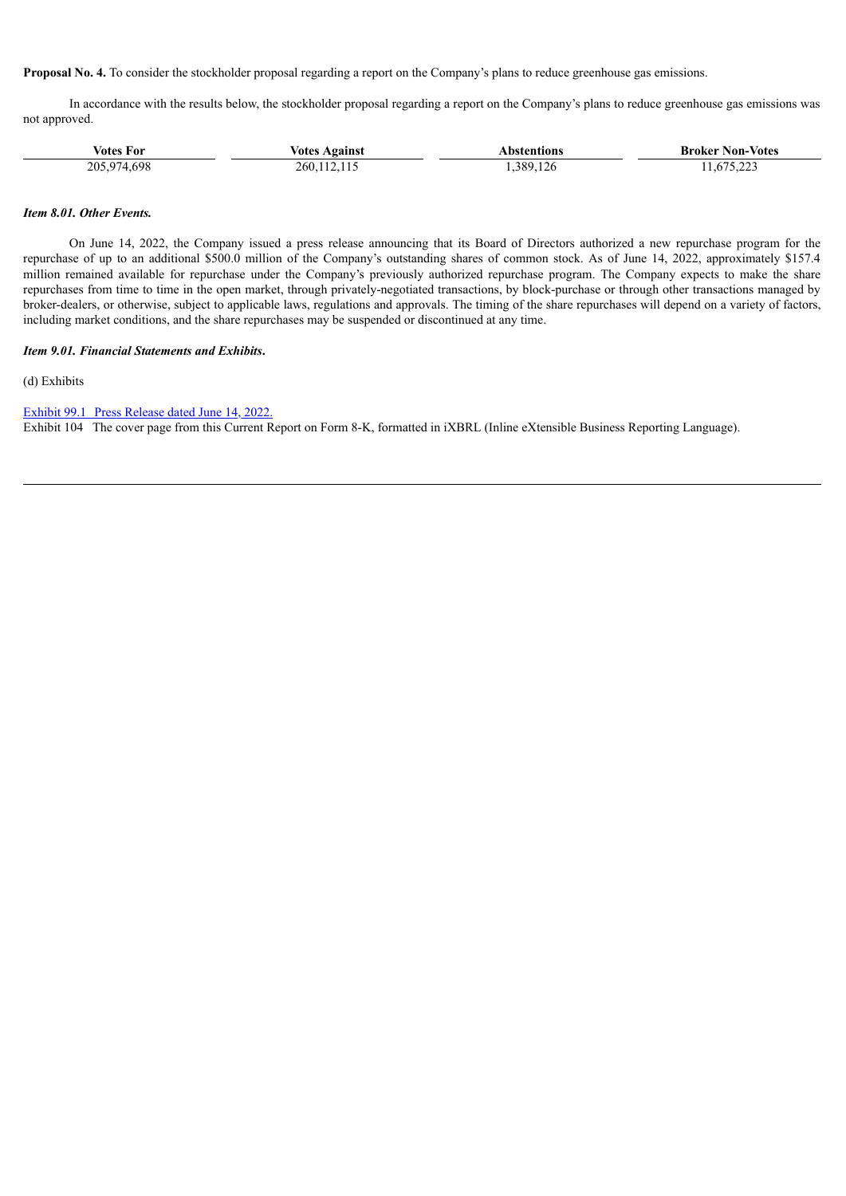**Proposal No. 4.** To consider the stockholder proposal regarding a report on the Company's plans to reduce greenhouse gas emissions.

In accordance with the results below, the stockholder proposal regarding a report on the Company's plans to reduce greenhouse gas emissions was not approved.

| Votes For | Votes Against | Abstentions | Broker Non-Votes |
|---|---|---|---|
| 205,974,698 | 260,112,115 | 1,389,126 | 11,675,223 |

***Item 8.01. Other Events.***

On June 14, 2022, the Company issued a press release announcing that its Board of Directors authorized a new repurchase program for the repurchase of up to an additional $500.0 million of the Company's outstanding shares of common stock. As of June 14, 2022, approximately $157.4 million remained available for repurchase under the Company's previously authorized repurchase program. The Company expects to make the share repurchases from time to time in the open market, through privately-negotiated transactions, by block-purchase or through other transactions managed by broker-dealers, or otherwise, subject to applicable laws, regulations and approvals. The timing of the share repurchases will depend on a variety of factors, including market conditions, and the share repurchases may be suspended or discontinued at any time.

***Item 9.01. Financial Statements and Exhibits.***

(d) Exhibits

Exhibit 99.1 Press Release dated June 14, 2022.
Exhibit 104 The cover page from this Current Report on Form 8-K, formatted in iXBRL (Inline eXtensible Business Reporting Language).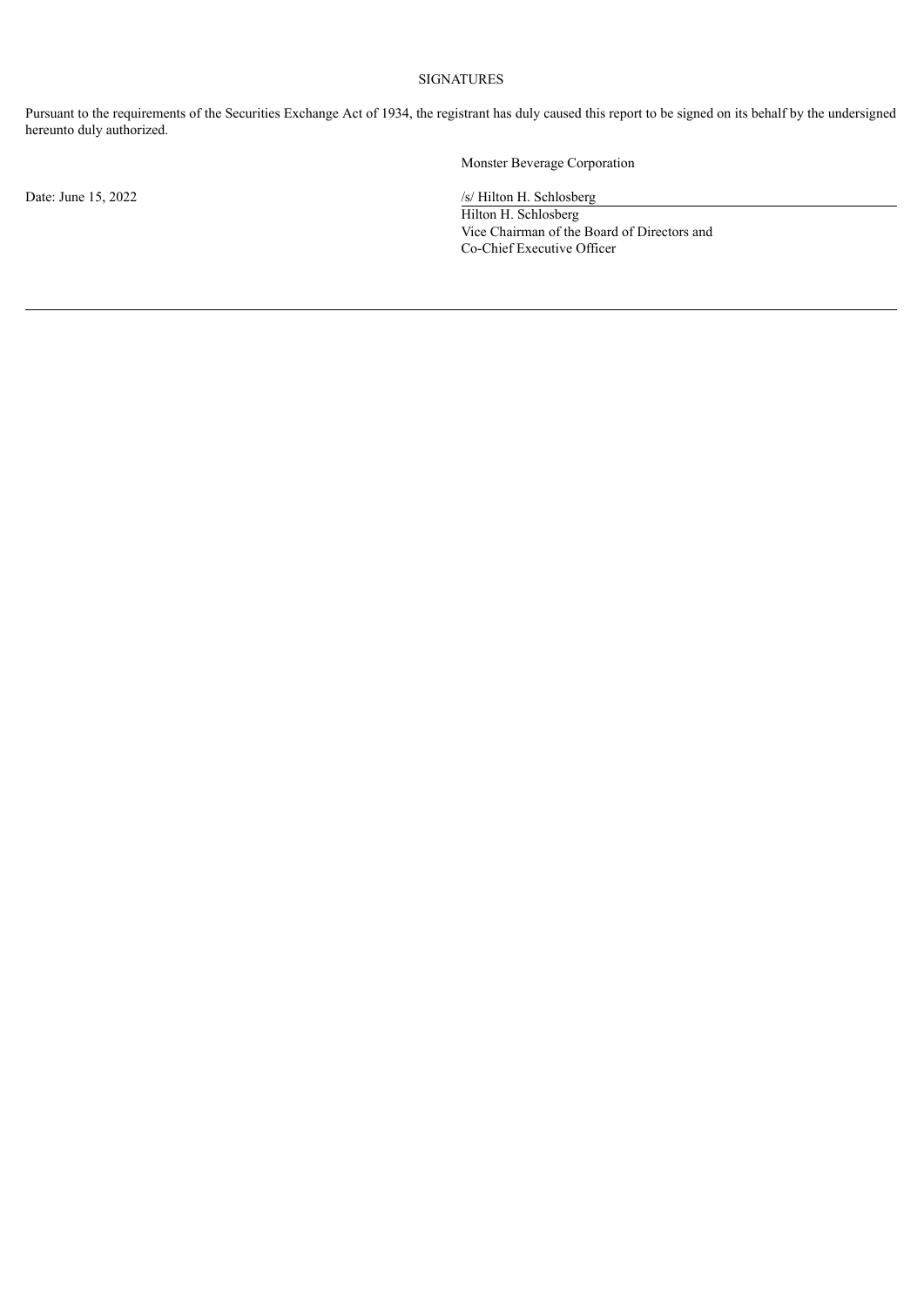# SIGNATURES

Pursuant to the requirements of the Securities Exchange Act of 1934, the registrant has duly caused this report to be signed on its behalf by the undersigned hereunto duly authorized.

Monster Beverage Corporation

Date: June 15, 2022

/s/ Hilton H. Schlosberg

Hilton H. Schlosberg
Vice Chairman of the Board of Directors and
Co-Chief Executive Officer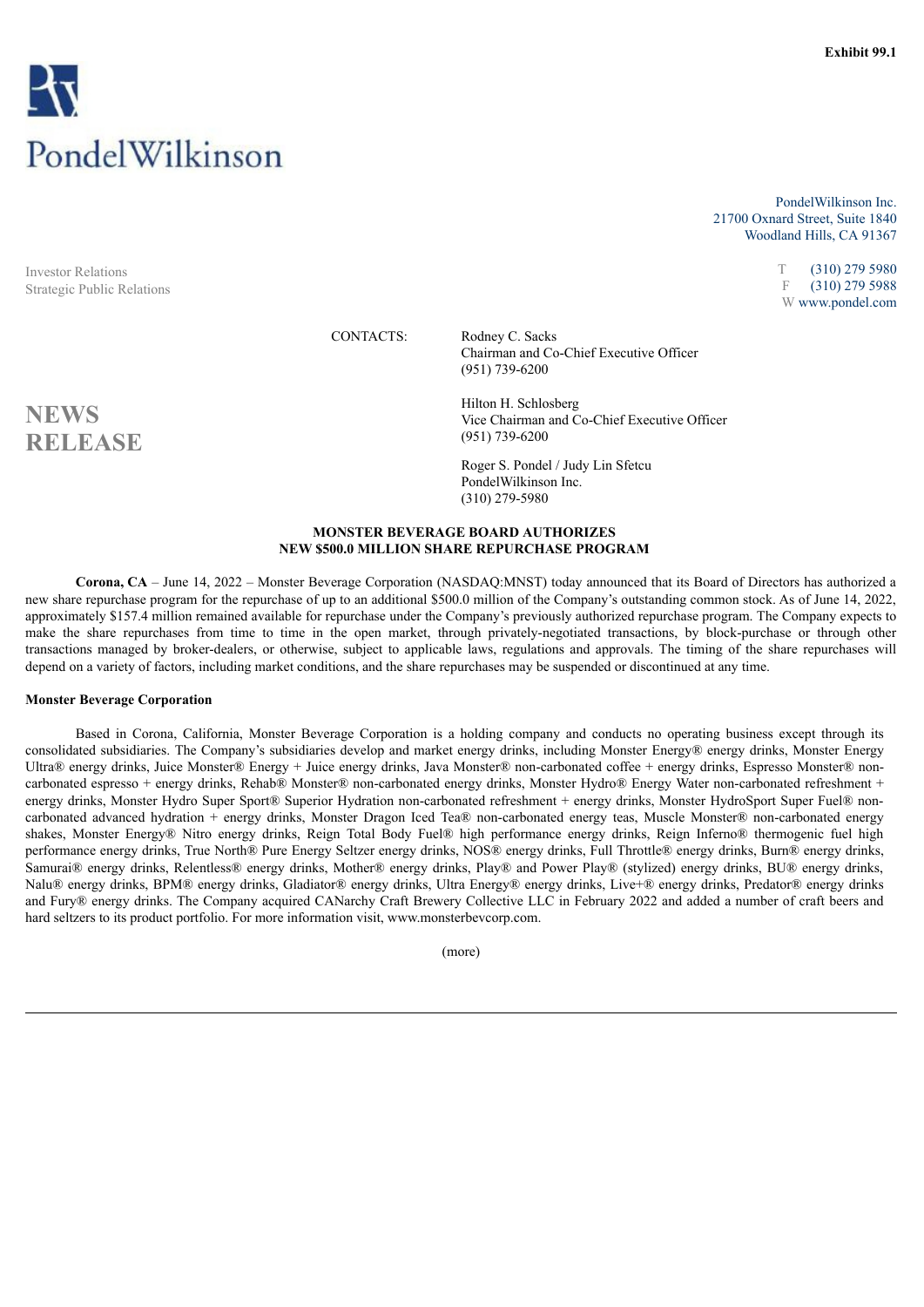Exhibit 99.1

PondelWilkinson

PondelWilkinson Inc.
21700 Oxnard Street, Suite 1840
Woodland Hills, CA 91367

Investor Relations
Strategic Public Relations

T (310) 279 5980
F (310) 279 5988
W www.pondel.com

# NEWS RELEASE

CONTACTS:

Rodney C. Sacks
Chairman and Co-Chief Executive Officer
(951) 739-6200

Hilton H. Schlosberg
Vice Chairman and Co-Chief Executive Officer
(951) 739-6200

Roger S. Pondel / Judy Lin Sfetcu
PondelWilkinson Inc.
(310) 279-5980

**MONSTER BEVERAGE BOARD AUTHORIZES NEW $500.0 MILLION SHARE REPURCHASE PROGRAM**

**Corona, CA** – June 14, 2022 – Monster Beverage Corporation (NASDAQ:MNST) today announced that its Board of Directors has authorized a new share repurchase program for the repurchase of up to an additional $500.0 million of the Company's outstanding common stock. As of June 14, 2022, approximately $157.4 million remained available for repurchase under the Company's previously authorized repurchase program. The Company expects to make the share repurchases from time to time in the open market, through privately-negotiated transactions, by block-purchase or through other transactions managed by broker-dealers, or otherwise, subject to applicable laws, regulations and approvals. The timing of the share repurchases will depend on a variety of factors, including market conditions, and the share repurchases may be suspended or discontinued at any time.

**Monster Beverage Corporation**

Based in Corona, California, Monster Beverage Corporation is a holding company and conducts no operating business except through its consolidated subsidiaries. The Company's subsidiaries develop and market energy drinks, including Monster Energy® energy drinks, Monster Energy Ultra® energy drinks, Juice Monster® Energy + Juice energy drinks, Java Monster® non-carbonated coffee + energy drinks, Espresso Monster® non-carbonated espresso + energy drinks, Rehab® Monster® non-carbonated energy drinks, Monster Hydro® Energy Water non-carbonated refreshment + energy drinks, Monster Hydro Super Sport® Superior Hydration non-carbonated refreshment + energy drinks, Monster HydroSport Super Fuel® non-carbonated advanced hydration + energy drinks, Monster Dragon Iced Tea® non-carbonated energy teas, Muscle Monster® non-carbonated energy shakes, Monster Energy® Nitro energy drinks, Reign Total Body Fuel® high performance energy drinks, Reign Inferno® thermogenic fuel high performance energy drinks, True North® Pure Energy Seltzer energy drinks, NOS® energy drinks, Full Throttle® energy drinks, Burn® energy drinks, Samurai® energy drinks, Relentless® energy drinks, Mother® energy drinks, Play® and Power Play® (stylized) energy drinks, BU® energy drinks, Nalu® energy drinks, BPM® energy drinks, Gladiator® energy drinks, Ultra Energy® energy drinks, Live+® energy drinks, Predator® energy drinks and Fury® energy drinks. The Company acquired CANarchy Craft Brewery Collective LLC in February 2022 and added a number of craft beers and hard seltzers to its product portfolio. For more information visit, www.monsterbevcorp.com.

(more)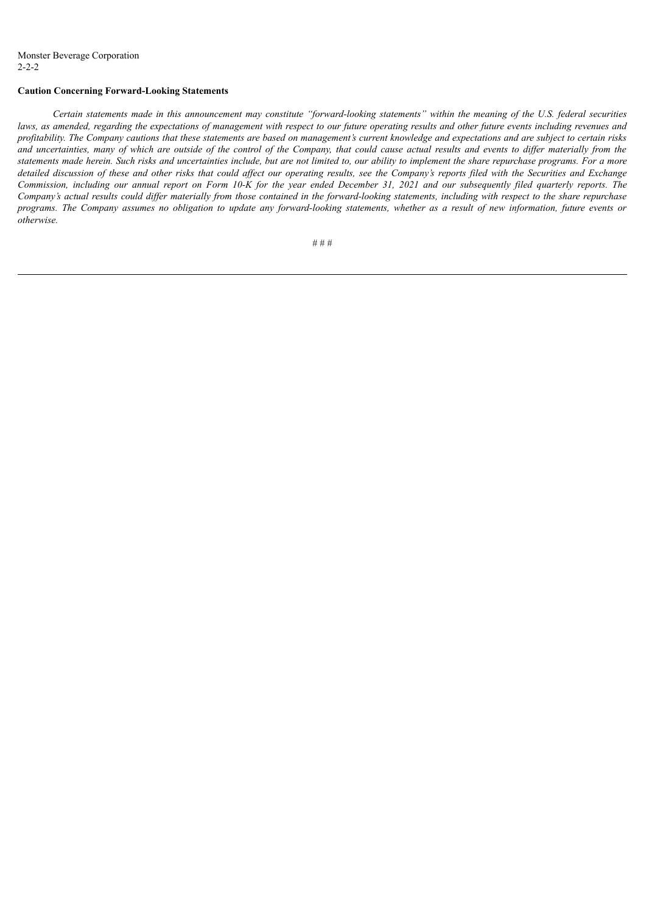**Caution Concerning Forward-Looking Statements**

*Certain statements made in this announcement may constitute "forward-looking statements" within the meaning of the U.S. federal securities laws, as amended, regarding the expectations of management with respect to our future operating results and other future events including revenues and profitability. The Company cautions that these statements are based on management's current knowledge and expectations and are subject to certain risks and uncertainties, many of which are outside of the control of the Company, that could cause actual results and events to differ materially from the statements made herein. Such risks and uncertainties include, but are not limited to, our ability to implement the share repurchase programs. For a more detailed discussion of these and other risks that could affect our operating results, see the Company's reports filed with the Securities and Exchange Commission, including our annual report on Form 10-K for the year ended December 31, 2021 and our subsequently filed quarterly reports. The Company's actual results could differ materially from those contained in the forward-looking statements, including with respect to the share repurchase programs. The Company assumes no obligation to update any forward-looking statements, whether as a result of new information, future events or otherwise.*

# # #